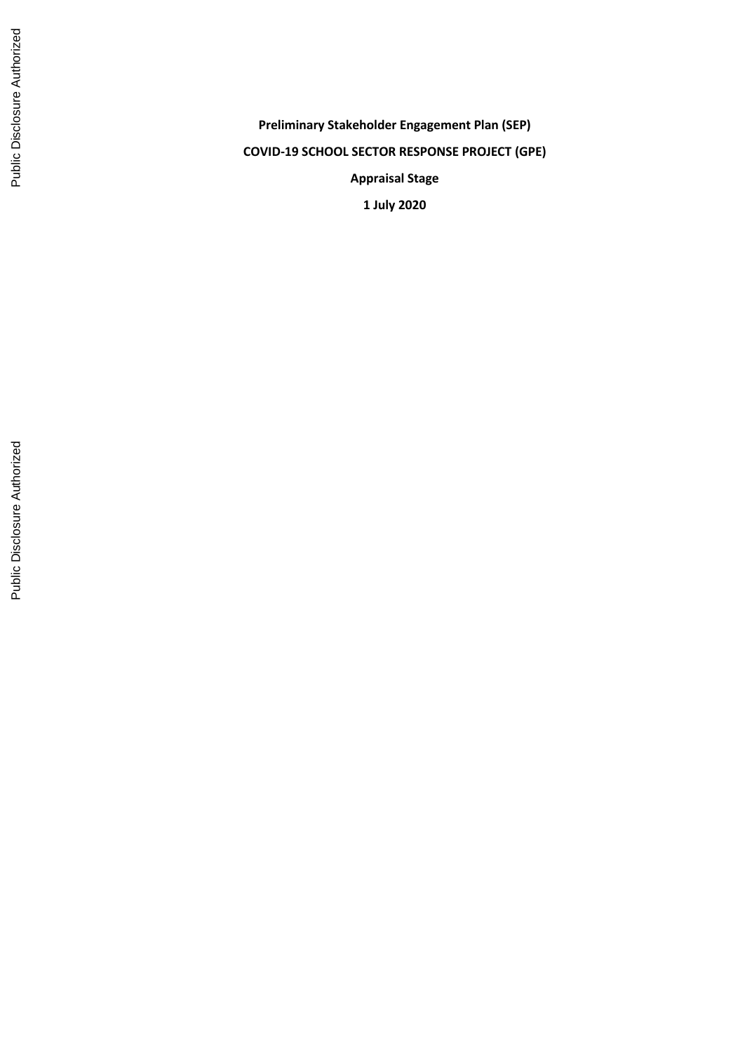**Preliminary Stakeholder Engagement Plan (SEP)**

**COVID-19 SCHOOL SECTOR RESPONSE PROJECT (GPE)**

**Appraisal Stage**

**1 July 2020**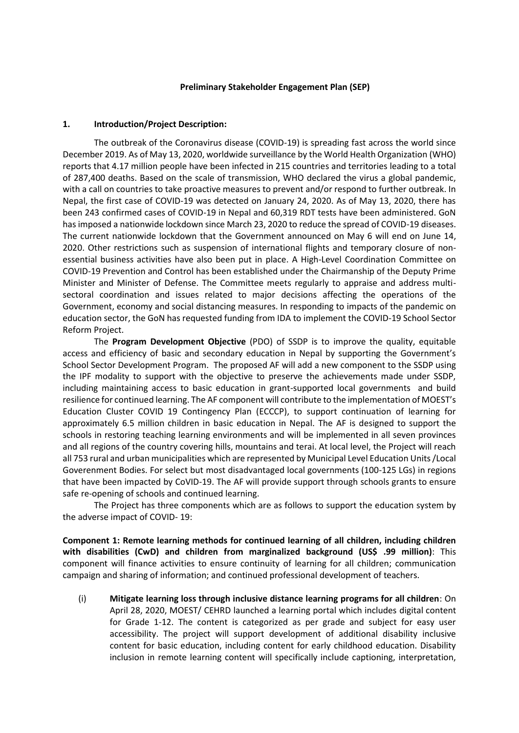**Preliminary Stakeholder Engagement Plan (SEP)**

## 1. Introduction/Project Description:

The outbreak of the Coronavirus disease (COVID-19) is spreading fast across the world since December 2019. As of May 13, 2020, worldwide surveillance by the World Health Organization (WHO) reports that 4.17 million people have been infected in 215 countries and territories leading to a total of 287,400 deaths. Based on the scale of transmission, WHO declared the virus a global pandemic, with a call on countries to take proactive measures to prevent and/or respond to further outbreak. In Nepal, the first case of COVID-19 was detected on January 24, 2020. As of May 13, 2020, there has been 243 confirmed cases of COVID-19 in Nepal and 60,319 RDT tests have been administered. GoN has imposed a nationwide lockdown since March 23, 2020 to reduce the spread of COVID-19 diseases. The current nationwide lockdown that the Government announced on May 6 will end on June 14, 2020. Other restrictions such as suspension of international flights and temporary closure of non-essential business activities have also been put in place. A High-Level Coordination Committee on COVID-19 Prevention and Control has been established under the Chairmanship of the Deputy Prime Minister and Minister of Defense. The Committee meets regularly to appraise and address multi-sectoral coordination and issues related to major decisions affecting the operations of the Government, economy and social distancing measures. In responding to impacts of the pandemic on education sector, the GoN has requested funding from IDA to implement the COVID-19 School Sector Reform Project.

The **Program Development Objective** (PDO) of SSDP is to improve the quality, equitable access and efficiency of basic and secondary education in Nepal by supporting the Government's School Sector Development Program. The proposed AF will add a new component to the SSDP using the IPF modality to support with the objective to preserve the achievements made under SSDP, including maintaining access to basic education in grant-supported local governments and build resilience for continued learning. The AF component will contribute to the implementation of MOEST's Education Cluster COVID 19 Contingency Plan (ECCCP), to support continuation of learning for approximately 6.5 million children in basic education in Nepal. The AF is designed to support the schools in restoring teaching learning environments and will be implemented in all seven provinces and all regions of the country covering hills, mountains and terai. At local level, the Project will reach all 753 rural and urban municipalities which are represented by Municipal Level Education Units /Local Goverenement Bodies. For select but most disadvantaged local governments (100-125 LGs) in regions that have been impacted by CoVID-19. The AF will provide support through schools grants to ensure safe re-opening of schools and continued learning.

The Project has three components which are as follows to support the education system by the adverse impact of COVID- 19:

**Component 1: Remote learning methods for continued learning of all children, including children with disabilities (CwD) and children from marginalized background (US$ .99 million)**: This component will finance activities to ensure continuity of learning for all children; communication campaign and sharing of information; and continued professional development of teachers.

(i) **Mitigate learning loss through inclusive distance learning programs for all children**: On April 28, 2020, MOEST/ CEHRD launched a learning portal which includes digital content for Grade 1-12. The content is categorized as per grade and subject for easy user accessibility. The project will support development of additional disability inclusive content for basic education, including content for early childhood education. Disability inclusion in remote learning content will specifically include captioning, interpretation,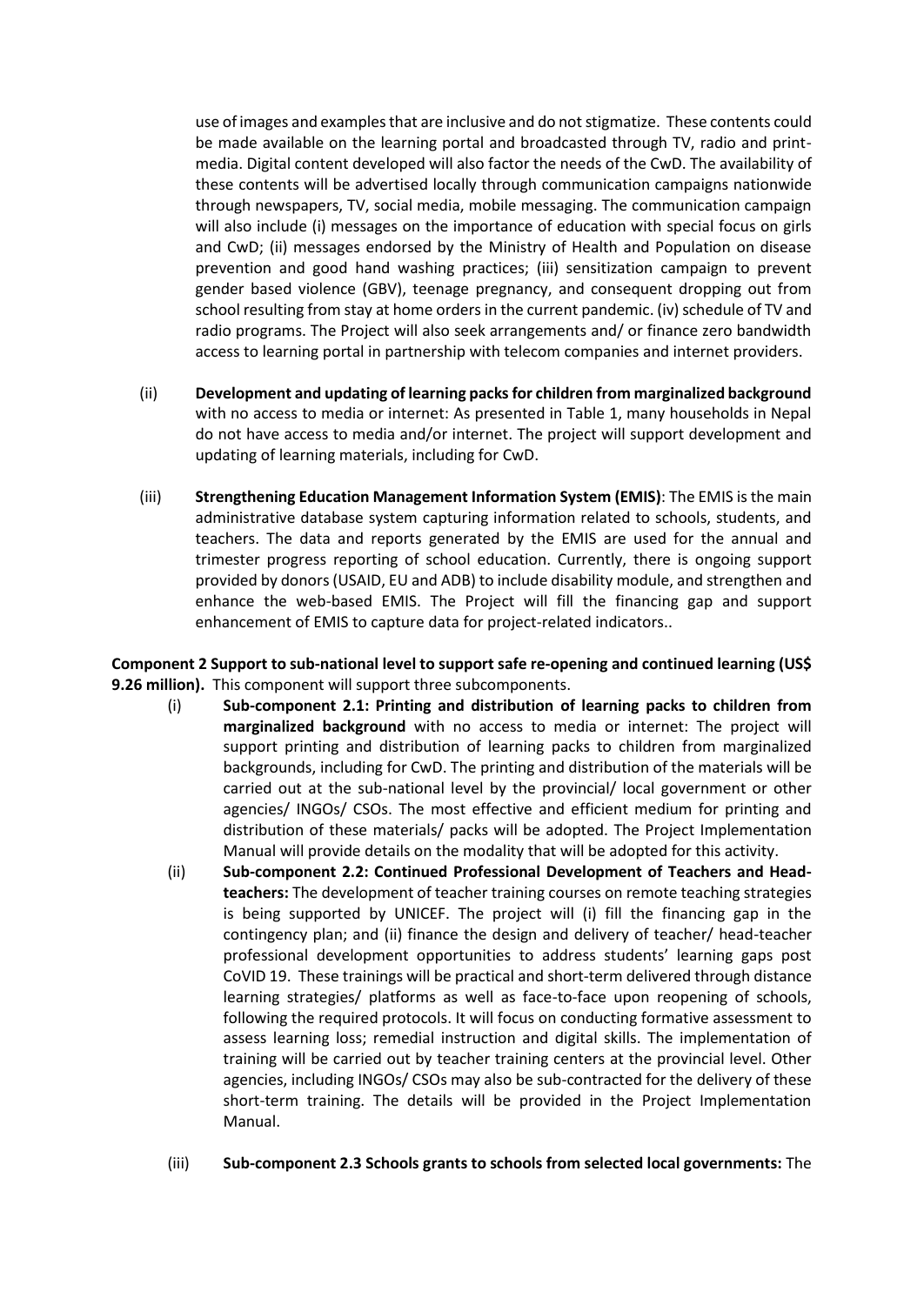use of images and examples that are inclusive and do not stigmatize. These contents could be made available on the learning portal and broadcasted through TV, radio and print-media. Digital content developed will also factor the needs of the CwD. The availability of these contents will be advertised locally through communication campaigns nationwide through newspapers, TV, social media, mobile messaging. The communication campaign will also include (i) messages on the importance of education with special focus on girls and CwD; (ii) messages endorsed by the Ministry of Health and Population on disease prevention and good hand washing practices; (iii) sensitization campaign to prevent gender based violence (GBV), teenage pregnancy, and consequent dropping out from school resulting from stay at home orders in the current pandemic. (iv) schedule of TV and radio programs. The Project will also seek arrangements and/ or finance zero bandwidth access to learning portal in partnership with telecom companies and internet providers.

(ii) **Development and updating of learning packs for children from marginalized background** with no access to media or internet: As presented in Table 1, many households in Nepal do not have access to media and/or internet. The project will support development and updating of learning materials, including for CwD.

(iii) **Strengthening Education Management Information System (EMIS)**: The EMIS is the main administrative database system capturing information related to schools, students, and teachers. The data and reports generated by the EMIS are used for the annual and trimester progress reporting of school education. Currently, there is ongoing support provided by donors (USAID, EU and ADB) to include disability module, and strengthen and enhance the web-based EMIS. The Project will fill the financing gap and support enhancement of EMIS to capture data for project-related indicators..

**Component 2 Support to sub-national level to support safe re-opening and continued learning (US$ 9.26 million).** This component will support three subcomponents.

(i) **Sub-component 2.1: Printing and distribution of learning packs to children from marginalized background** with no access to media or internet: The project will support printing and distribution of learning packs to children from marginalized backgrounds, including for CwD. The printing and distribution of the materials will be carried out at the sub-national level by the provincial/ local government or other agencies/ INGOs/ CSOs. The most effective and efficient medium for printing and distribution of these materials/ packs will be adopted. The Project Implementation Manual will provide details on the modality that will be adopted for this activity.

(ii) **Sub-component 2.2: Continued Professional Development of Teachers and Head-teachers:** The development of teacher training courses on remote teaching strategies is being supported by UNICEF. The project will (i) fill the financing gap in the contingency plan; and (ii) finance the design and delivery of teacher/ head-teacher professional development opportunities to address students' learning gaps post CoVID 19. These trainings will be practical and short-term delivered through distance learning strategies/ platforms as well as face-to-face upon reopening of schools, following the required protocols. It will focus on conducting formative assessment to assess learning loss; remedial instruction and digital skills. The implementation of training will be carried out by teacher training centers at the provincial level. Other agencies, including INGOs/ CSOs may also be sub-contracted for the delivery of these short-term training. The details will be provided in the Project Implementation Manual.

(iii) **Sub-component 2.3 Schools grants to schools from selected local governments:** The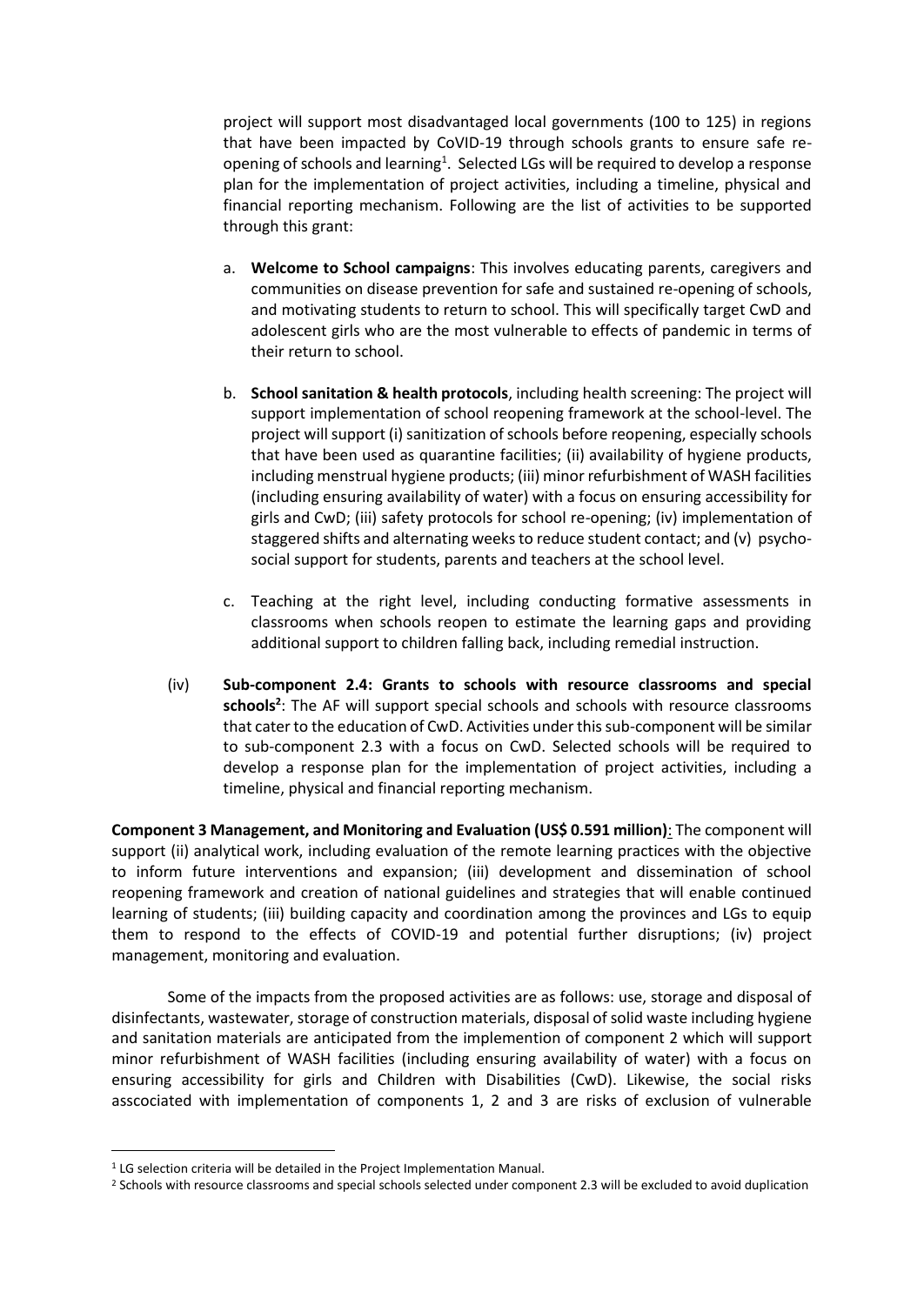project will support most disadvantaged local governments (100 to 125) in regions that have been impacted by CoVID-19 through schools grants to ensure safe re-opening of schools and learning[1]. Selected LGs will be required to develop a response plan for the implementation of project activities, including a timeline, physical and financial reporting mechanism. Following are the list of activities to be supported through this grant:

a. **Welcome to School campaigns**: This involves educating parents, caregivers and communities on disease prevention for safe and sustained re-opening of schools, and motivating students to return to school. This will specifically target CwD and adolescent girls who are the most vulnerable to effects of pandemic in terms of their return to school.

b. **School sanitation & health protocols**, including health screening: The project will support implementation of school reopening framework at the school-level. The project will support (i) sanitization of schools before reopening, especially schools that have been used as quarantine facilities; (ii) availability of hygiene products, including menstrual hygiene products; (iii) minor refurbishment of WASH facilities (including ensuring availability of water) with a focus on ensuring accessibility for girls and CwD; (iii) safety protocols for school re-opening; (iv) implementation of staggered shifts and alternating weeks to reduce student contact; and (v) psycho-social support for students, parents and teachers at the school level.

c. Teaching at the right level, including conducting formative assessments in classrooms when schools reopen to estimate the learning gaps and providing additional support to children falling back, including remedial instruction.

(iv) **Sub-component 2.4: Grants to schools with resource classrooms and special schools[2]**: The AF will support special schools and schools with resource classrooms that cater to the education of CwD. Activities under this sub-component will be similar to sub-component 2.3 with a focus on CwD. Selected schools will be required to develop a response plan for the implementation of project activities, including a timeline, physical and financial reporting mechanism.

**Component 3 Management, and Monitoring and Evaluation (US$ 0.591 million)**: The component will support (ii) analytical work, including evaluation of the remote learning practices with the objective to inform future interventions and expansion; (iii) development and dissemination of school reopening framework and creation of national guidelines and strategies that will enable continued learning of students; (iii) building capacity and coordination among the provinces and LGs to equip them to respond to the effects of COVID-19 and potential further disruptions; (iv) project management, monitoring and evaluation.

Some of the impacts from the proposed activities are as follows: use, storage and disposal of disinfectants, wastewater, storage of construction materials, disposal of solid waste including hygiene and sanitation materials are anticipated from the implemention of component 2 which will support minor refurbishment of WASH facilities (including ensuring availability of water) with a focus on ensuring accessibility for girls and Children with Disabilities (CwD). Likewise, the social risks asscociated with implementation of components 1, 2 and 3 are risks of exclusion of vulnerable

---

[1] LG selection criteria will be detailed in the Project Implementation Manual.

[2] Schools with resource classrooms and special schools selected under component 2.3 will be excluded to avoid duplication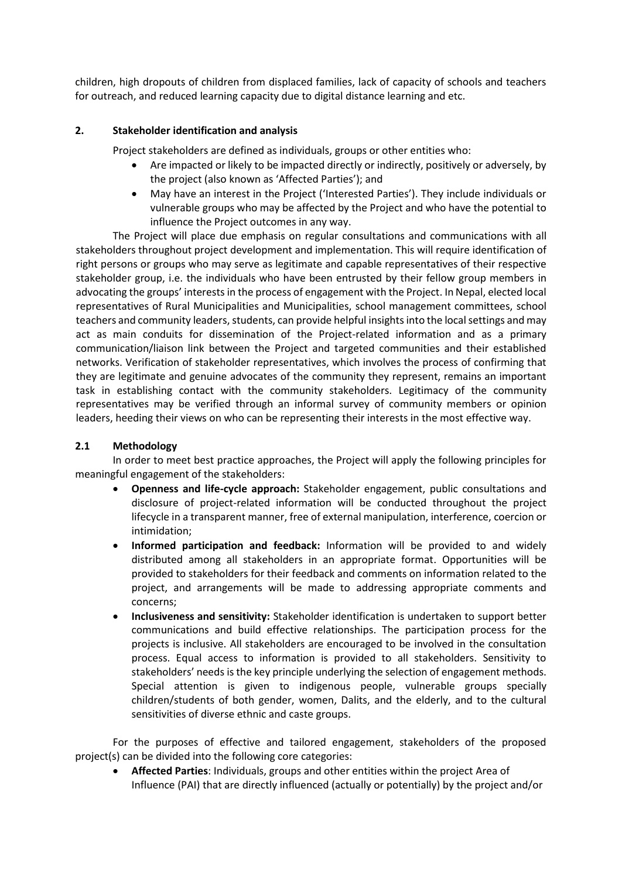children, high dropouts of children from displaced families, lack of capacity of schools and teachers for outreach, and reduced learning capacity due to digital distance learning and etc.

## 2. Stakeholder identification and analysis

Project stakeholders are defined as individuals, groups or other entities who:

- Are impacted or likely to be impacted directly or indirectly, positively or adversely, by the project (also known as 'Affected Parties'); and
- May have an interest in the Project ('Interested Parties'). They include individuals or vulnerable groups who may be affected by the Project and who have the potential to influence the Project outcomes in any way.

The Project will place due emphasis on regular consultations and communications with all stakeholders throughout project development and implementation. This will require identification of right persons or groups who may serve as legitimate and capable representatives of their respective stakeholder group, i.e. the individuals who have been entrusted by their fellow group members in advocating the groups' interests in the process of engagement with the Project. In Nepal, elected local representatives of Rural Municipalities and Municipalities, school management committees, school teachers and community leaders, students, can provide helpful insights into the local settings and may act as main conduits for dissemination of the Project-related information and as a primary communication/liaison link between the Project and targeted communities and their established networks. Verification of stakeholder representatives, which involves the process of confirming that they are legitimate and genuine advocates of the community they represent, remains an important task in establishing contact with the community stakeholders. Legitimacy of the community representatives may be verified through an informal survey of community members or opinion leaders, heeding their views on who can be representing their interests in the most effective way.

### 2.1 Methodology

In order to meet best practice approaches, the Project will apply the following principles for meaningful engagement of the stakeholders:

- **Openness and life-cycle approach:** Stakeholder engagement, public consultations and disclosure of project-related information will be conducted throughout the project lifecycle in a transparent manner, free of external manipulation, interference, coercion or intimidation;
- **Informed participation and feedback:** Information will be provided to and widely distributed among all stakeholders in an appropriate format. Opportunities will be provided to stakeholders for their feedback and comments on information related to the project, and arrangements will be made to addressing appropriate comments and concerns;
- **Inclusiveness and sensitivity:** Stakeholder identification is undertaken to support better communications and build effective relationships. The participation process for the projects is inclusive. All stakeholders are encouraged to be involved in the consultation process. Equal access to information is provided to all stakeholders. Sensitivity to stakeholders' needs is the key principle underlying the selection of engagement methods. Special attention is given to indigenous people, vulnerable groups specially children/students of both gender, women, Dalits, and the elderly, and to the cultural sensitivities of diverse ethnic and caste groups.

For the purposes of effective and tailored engagement, stakeholders of the proposed project(s) can be divided into the following core categories:

- **Affected Parties**: Individuals, groups and other entities within the project Area of Influence (PAI) that are directly influenced (actually or potentially) by the project and/or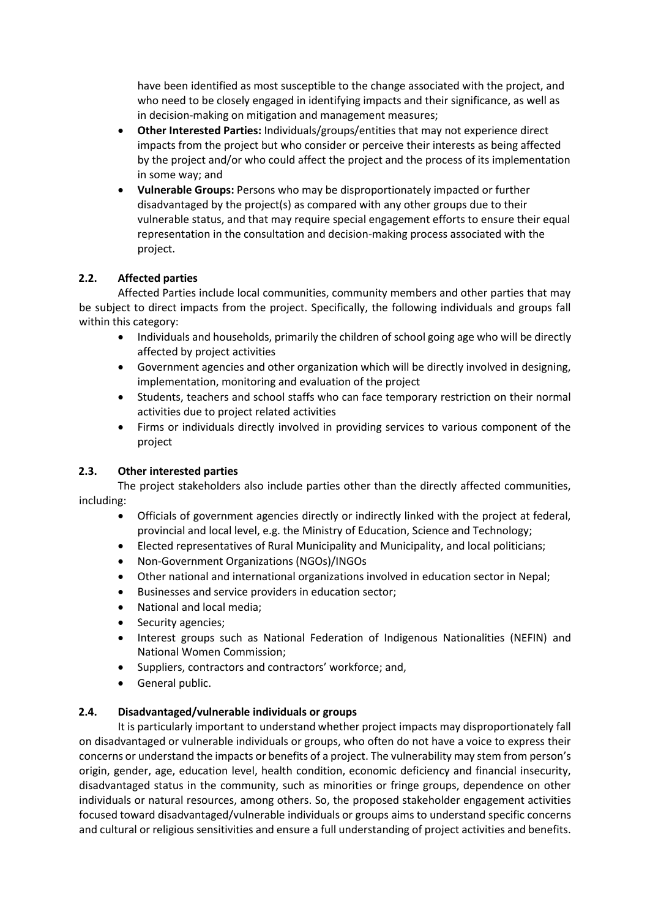have been identified as most susceptible to the change associated with the project, and who need to be closely engaged in identifying impacts and their significance, as well as in decision-making on mitigation and management measures;

- **Other Interested Parties:** Individuals/groups/entities that may not experience direct impacts from the project but who consider or perceive their interests as being affected by the project and/or who could affect the project and the process of its implementation in some way; and
- **Vulnerable Groups:** Persons who may be disproportionately impacted or further disadvantaged by the project(s) as compared with any other groups due to their vulnerable status, and that may require special engagement efforts to ensure their equal representation in the consultation and decision-making process associated with the project.

### 2.2. Affected parties

Affected Parties include local communities, community members and other parties that may be subject to direct impacts from the project. Specifically, the following individuals and groups fall within this category:

- Individuals and households, primarily the children of school going age who will be directly affected by project activities
- Government agencies and other organization which will be directly involved in designing, implementation, monitoring and evaluation of the project
- Students, teachers and school staffs who can face temporary restriction on their normal activities due to project related activities
- Firms or individuals directly involved in providing services to various component of the project

### 2.3. Other interested parties

The project stakeholders also include parties other than the directly affected communities, including:

- Officials of government agencies directly or indirectly linked with the project at federal, provincial and local level, e.g. the Ministry of Education, Science and Technology;
- Elected representatives of Rural Municipality and Municipality, and local politicians;
- Non-Government Organizations (NGOs)/INGOs
- Other national and international organizations involved in education sector in Nepal;
- Businesses and service providers in education sector;
- National and local media;
- Security agencies;
- Interest groups such as National Federation of Indigenous Nationalities (NEFIN) and National Women Commission;
- Suppliers, contractors and contractors' workforce; and,
- General public.

### 2.4. Disadvantaged/vulnerable individuals or groups

It is particularly important to understand whether project impacts may disproportionately fall on disadvantaged or vulnerable individuals or groups, who often do not have a voice to express their concerns or understand the impacts or benefits of a project. The vulnerability may stem from person's origin, gender, age, education level, health condition, economic deficiency and financial insecurity, disadvantaged status in the community, such as minorities or fringe groups, dependence on other individuals or natural resources, among others. So, the proposed stakeholder engagement activities focused toward disadvantaged/vulnerable individuals or groups aims to understand specific concerns and cultural or religious sensitivities and ensure a full understanding of project activities and benefits.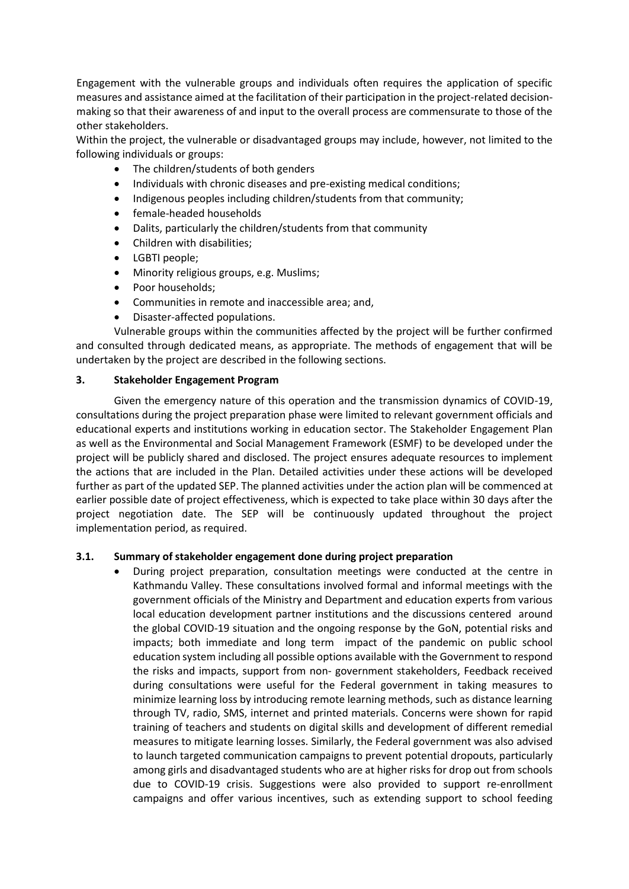Engagement with the vulnerable groups and individuals often requires the application of specific measures and assistance aimed at the facilitation of their participation in the project-related decision-making so that their awareness of and input to the overall process are commensurate to those of the other stakeholders.

Within the project, the vulnerable or disadvantaged groups may include, however, not limited to the following individuals or groups:

- The children/students of both genders
- Individuals with chronic diseases and pre-existing medical conditions;
- Indigenous peoples including children/students from that community;
- female-headed households
- Dalits, particularly the children/students from that community
- Children with disabilities;
- LGBTI people;
- Minority religious groups, e.g. Muslims;
- Poor households;
- Communities in remote and inaccessible area; and,
- Disaster-affected populations.

Vulnerable groups within the communities affected by the project will be further confirmed and consulted through dedicated means, as appropriate. The methods of engagement that will be undertaken by the project are described in the following sections.

## 3. Stakeholder Engagement Program

Given the emergency nature of this operation and the transmission dynamics of COVID-19, consultations during the project preparation phase were limited to relevant government officials and educational experts and institutions working in education sector. The Stakeholder Engagement Plan as well as the Environmental and Social Management Framework (ESMF) to be developed under the project will be publicly shared and disclosed. The project ensures adequate resources to implement the actions that are included in the Plan. Detailed activities under these actions will be developed further as part of the updated SEP. The planned activities under the action plan will be commenced at earlier possible date of project effectiveness, which is expected to take place within 30 days after the project negotiation date. The SEP will be continuously updated throughout the project implementation period, as required.

### 3.1. Summary of stakeholder engagement done during project preparation

- During project preparation, consultation meetings were conducted at the centre in Kathmandu Valley. These consultations involved formal and informal meetings with the government officials of the Ministry and Department and education experts from various local education development partner institutions and the discussions centered around the global COVID-19 situation and the ongoing response by the GoN, potential risks and impacts; both immediate and long term impact of the pandemic on public school education system including all possible options available with the Government to respond the risks and impacts, support from non- government stakeholders, Feedback received during consultations were useful for the Federal government in taking measures to minimize learning loss by introducing remote learning methods, such as distance learning through TV, radio, SMS, internet and printed materials. Concerns were shown for rapid training of teachers and students on digital skills and development of different remedial measures to mitigate learning losses. Similarly, the Federal government was also advised to launch targeted communication campaigns to prevent potential dropouts, particularly among girls and disadvantaged students who are at higher risks for drop out from schools due to COVID-19 crisis. Suggestions were also provided to support re-enrollment campaigns and offer various incentives, such as extending support to school feeding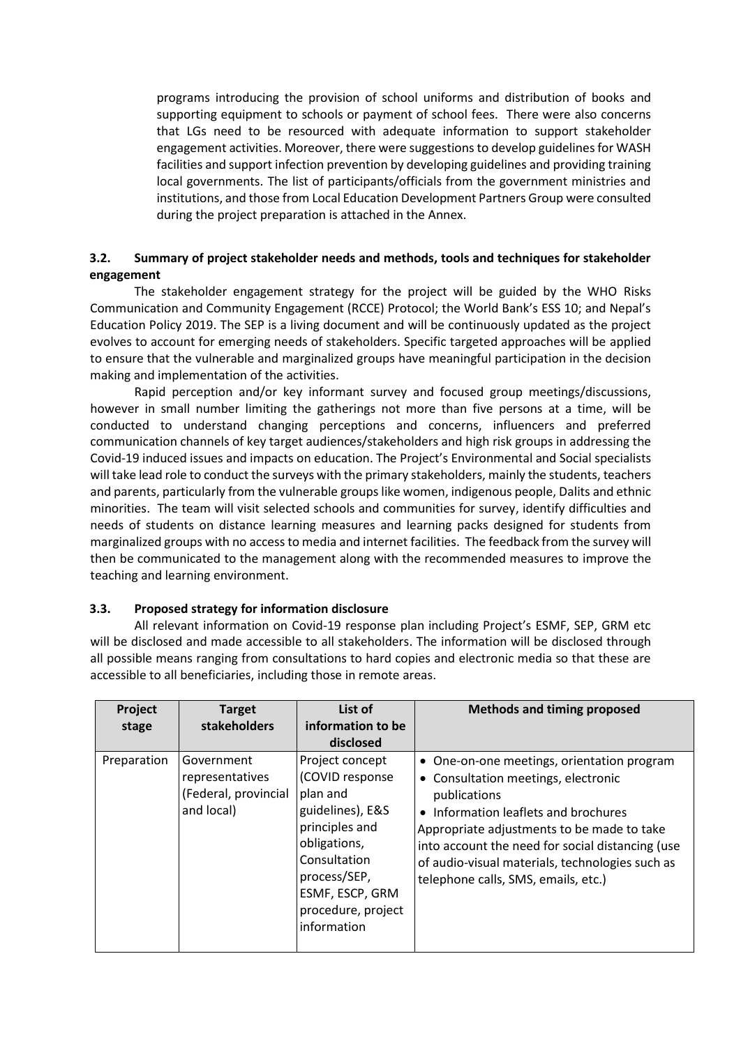programs introducing the provision of school uniforms and distribution of books and supporting equipment to schools or payment of school fees. There were also concerns that LGs need to be resourced with adequate information to support stakeholder engagement activities. Moreover, there were suggestions to develop guidelines for WASH facilities and support infection prevention by developing guidelines and providing training local governments. The list of participants/officials from the government ministries and institutions, and those from Local Education Development Partners Group were consulted during the project preparation is attached in the Annex.

### 3.2. Summary of project stakeholder needs and methods, tools and techniques for stakeholder engagement

The stakeholder engagement strategy for the project will be guided by the WHO Risks Communication and Community Engagement (RCCE) Protocol; the World Bank's ESS 10; and Nepal's Education Policy 2019. The SEP is a living document and will be continuously updated as the project evolves to account for emerging needs of stakeholders. Specific targeted approaches will be applied to ensure that the vulnerable and marginalized groups have meaningful participation in the decision making and implementation of the activities.

Rapid perception and/or key informant survey and focused group meetings/discussions, however in small number limiting the gatherings not more than five persons at a time, will be conducted to understand changing perceptions and concerns, influencers and preferred communication channels of key target audiences/stakeholders and high risk groups in addressing the Covid-19 induced issues and impacts on education. The Project's Environmental and Social specialists will take lead role to conduct the surveys with the primary stakeholders, mainly the students, teachers and parents, particularly from the vulnerable groups like women, indigenous people, Dalits and ethnic minorities. The team will visit selected schools and communities for survey, identify difficulties and needs of students on distance learning measures and learning packs designed for students from marginalized groups with no access to media and internet facilities. The feedback from the survey will then be communicated to the management along with the recommended measures to improve the teaching and learning environment.

### 3.3. Proposed strategy for information disclosure

All relevant information on Covid-19 response plan including Project's ESMF, SEP, GRM etc will be disclosed and made accessible to all stakeholders. The information will be disclosed through all possible means ranging from consultations to hard copies and electronic media so that these are accessible to all beneficiaries, including those in remote areas.

| Project stage | Target stakeholders | List of information to be disclosed | Methods and timing proposed |
|---|---|---|---|
| Preparation | Government representatives (Federal, provincial and local) | Project concept (COVID response plan and guidelines), E&S principles and obligations, Consultation process/SEP, ESMF, ESCP, GRM procedure, project information | • One-on-one meetings, orientation program<br>• Consultation meetings, electronic publications<br>• Information leaflets and brochures<br>Appropriate adjustments to be made to take into account the need for social distancing (use of audio-visual materials, technologies such as telephone calls, SMS, emails, etc.) |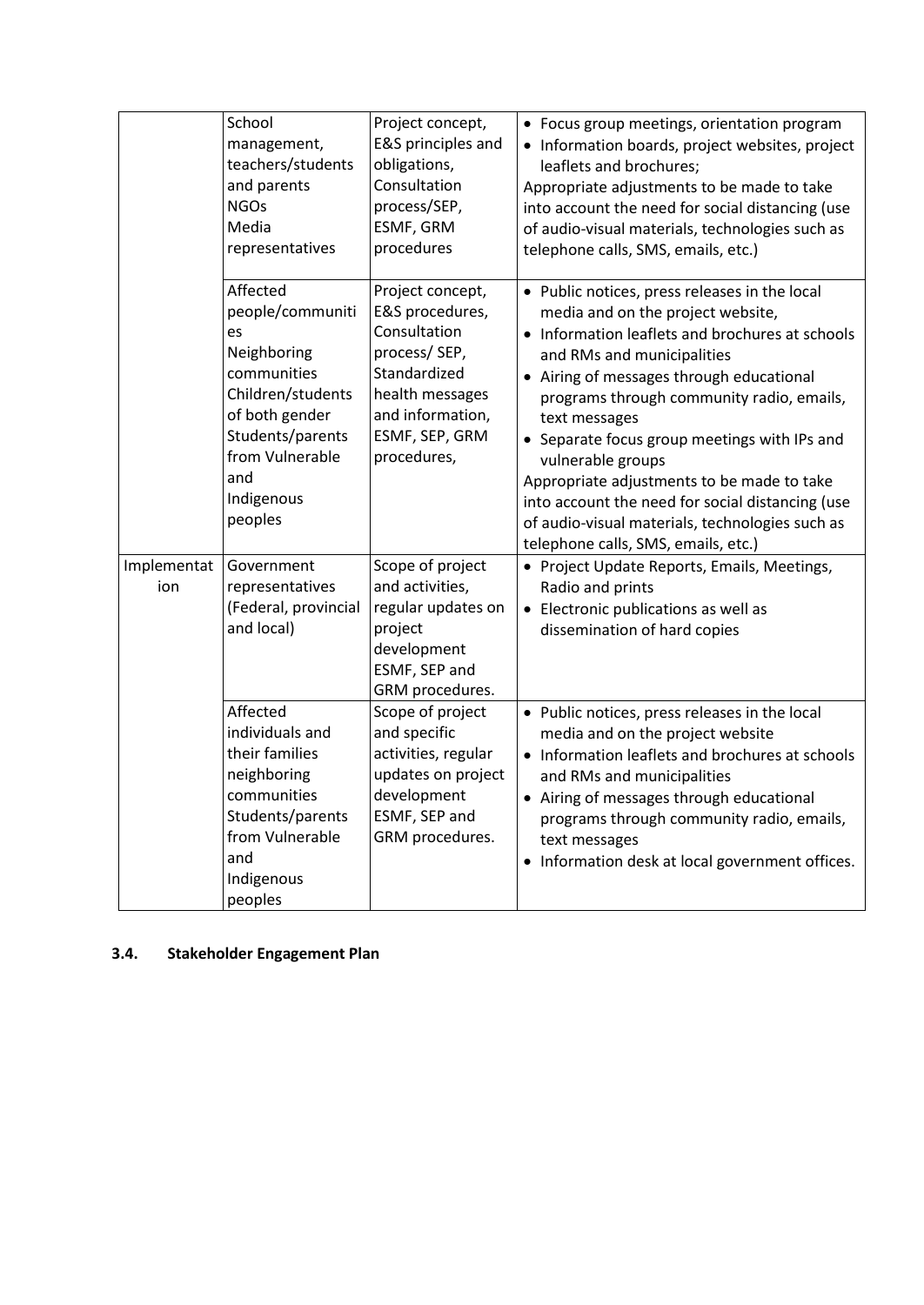| | | | |
|---|---|---|---|
| | School management, teachers/students and parents<br>NGOs<br>Media representatives | Project concept, E&S principles and obligations, Consultation process/SEP, ESMF, GRM procedures | • Focus group meetings, orientation program<br>• Information boards, project websites, project leaflets and brochures;<br>Appropriate adjustments to be made to take into account the need for social distancing (use of audio-visual materials, technologies such as telephone calls, SMS, emails, etc.) |
| | Affected people/communities<br>Neighboring communities<br>Children/students of both gender<br>Students/parents from Vulnerable and Indigenous peoples | Project concept, E&S procedures, Consultation process/ SEP, Standardized health messages and information, ESMF, SEP, GRM procedures, | • Public notices, press releases in the local media and on the project website,<br>• Information leaflets and brochures at schools and RMs and municipalities<br>• Airing of messages through educational programs through community radio, emails, text messages<br>• Separate focus group meetings with IPs and vulnerable groups<br>Appropriate adjustments to be made to take into account the need for social distancing (use of audio-visual materials, technologies such as telephone calls, SMS, emails, etc.) |
| Implementation | Government representatives (Federal, provincial and local) | Scope of project and activities, regular updates on project development ESMF, SEP and GRM procedures. | • Project Update Reports, Emails, Meetings, Radio and prints<br>• Electronic publications as well as dissemination of hard copies |
| | Affected individuals and their families neighboring communities<br>Students/parents from Vulnerable and Indigenous peoples | Scope of project and specific activities, regular updates on project development ESMF, SEP and GRM procedures. | • Public notices, press releases in the local media and on the project website<br>• Information leaflets and brochures at schools and RMs and municipalities<br>• Airing of messages through educational programs through community radio, emails, text messages<br>• Information desk at local government offices. |

### 3.4. Stakeholder Engagement Plan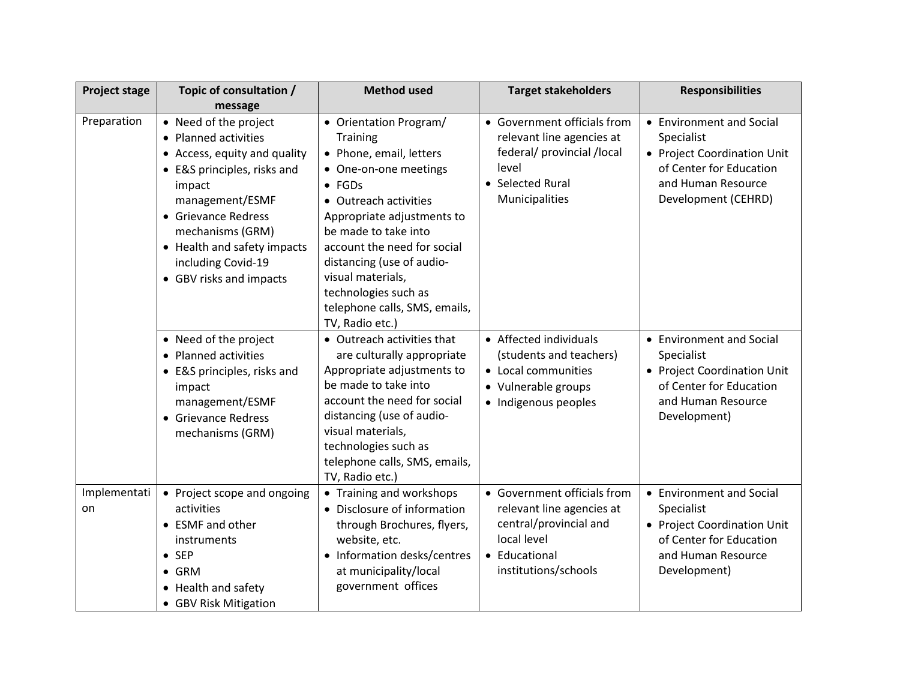| Project stage | Topic of consultation / message | Method used | Target stakeholders | Responsibilities |
|---|---|---|---|---|
| Preparation | • Need of the project<br>• Planned activities<br>• Access, equity and quality<br>• E&S principles, risks and impact management/ESMF<br>• Grievance Redress mechanisms (GRM)<br>• Health and safety impacts including Covid-19<br>• GBV risks and impacts | • Orientation Program/ Training<br>• Phone, email, letters<br>• One-on-one meetings<br>• FGDs<br>• Outreach activities<br>Appropriate adjustments to be made to take into account the need for social distancing (use of audio-visual materials, technologies such as telephone calls, SMS, emails, TV, Radio etc.) | • Government officials from relevant line agencies at federal/ provincial /local level<br>• Selected Rural Municipalities | • Environment and Social Specialist<br>• Project Coordination Unit of Center for Education and Human Resource Development (CEHRD) |
| | • Need of the project<br>• Planned activities<br>• E&S principles, risks and impact management/ESMF<br>• Grievance Redress mechanisms (GRM) | • Outreach activities that are culturally appropriate<br>Appropriate adjustments to be made to take into account the need for social distancing (use of audio-visual materials, technologies such as telephone calls, SMS, emails, TV, Radio etc.) | • Affected individuals (students and teachers)<br>• Local communities<br>• Vulnerable groups<br>• Indigenous peoples | • Environment and Social Specialist<br>• Project Coordination Unit of Center for Education and Human Resource Development) |
| Implementation | • Project scope and ongoing activities<br>• ESMF and other instruments<br>• SEP<br>• GRM<br>• Health and safety<br>• GBV Risk Mitigation | • Training and workshops<br>• Disclosure of information through Brochures, flyers, website, etc.<br>• Information desks/centres at municipality/local government offices | • Government officials from relevant line agencies at central/provincial and local level<br>• Educational institutions/schools | • Environment and Social Specialist<br>• Project Coordination Unit of Center for Education and Human Resource Development) |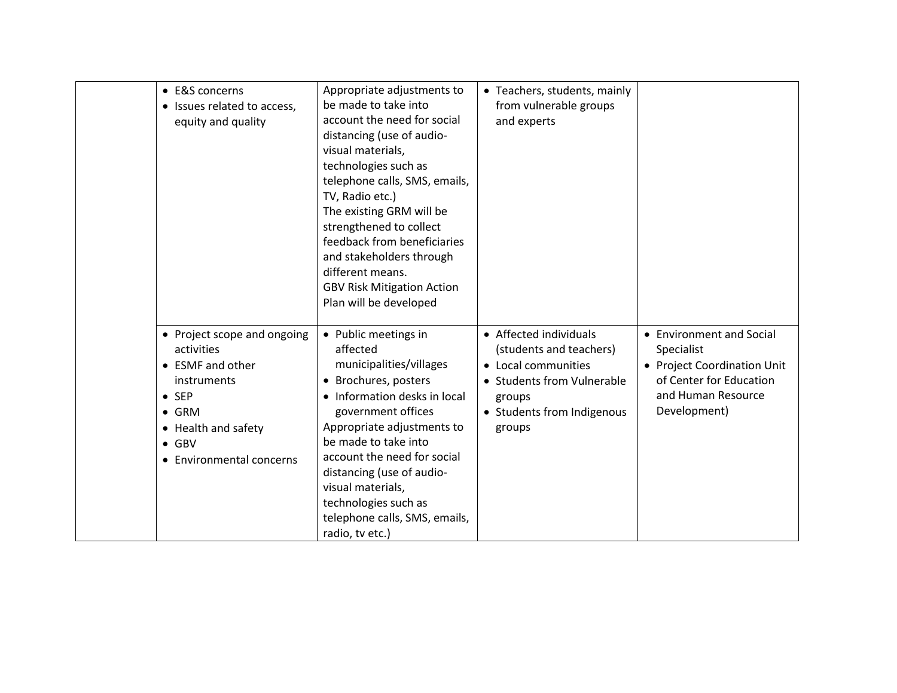| | | | | |
|---|---|---|---|---|
| | • E&S concerns<br>• Issues related to access, equity and quality | Appropriate adjustments to be made to take into account the need for social distancing (use of audio-visual materials, technologies such as telephone calls, SMS, emails, TV, Radio etc.)<br>The existing GRM will be strengthened to collect feedback from beneficiaries and stakeholders through different means.<br>GBV Risk Mitigation Action Plan will be developed | • Teachers, students, mainly from vulnerable groups and experts | |
| | • Project scope and ongoing activities<br>• ESMF and other instruments<br>• SEP<br>• GRM<br>• Health and safety<br>• GBV<br>• Environmental concerns | • Public meetings in affected municipalities/villages<br>• Brochures, posters<br>• Information desks in local government offices<br>Appropriate adjustments to be made to take into account the need for social distancing (use of audio-visual materials, technologies such as telephone calls, SMS, emails, radio, tv etc.) | • Affected individuals (students and teachers)<br>• Local communities<br>• Students from Vulnerable groups<br>• Students from Indigenous groups | • Environment and Social Specialist<br>• Project Coordination Unit of Center for Education and Human Resource Development) |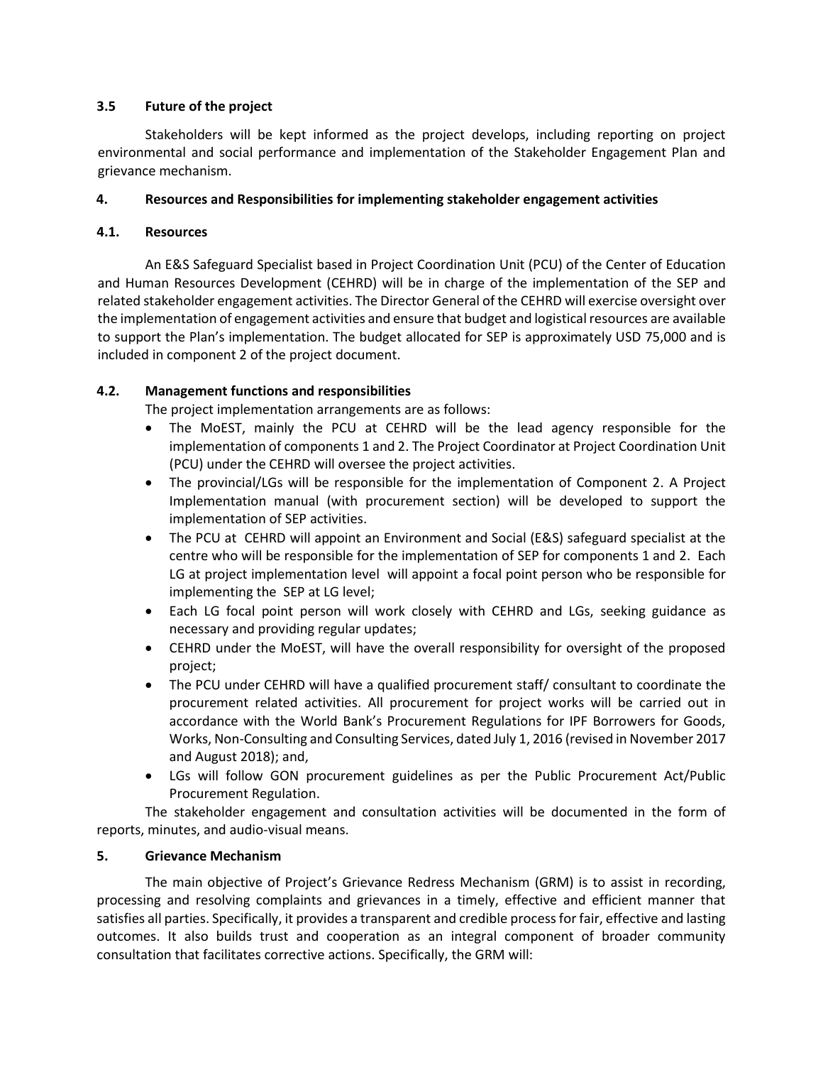### 3.5 Future of the project

Stakeholders will be kept informed as the project develops, including reporting on project environmental and social performance and implementation of the Stakeholder Engagement Plan and grievance mechanism.

## 4. Resources and Responsibilities for implementing stakeholder engagement activities

### 4.1. Resources

An E&S Safeguard Specialist based in Project Coordination Unit (PCU) of the Center of Education and Human Resources Development (CEHRD) will be in charge of the implementation of the SEP and related stakeholder engagement activities. The Director General of the CEHRD will exercise oversight over the implementation of engagement activities and ensure that budget and logistical resources are available to support the Plan's implementation. The budget allocated for SEP is approximately USD 75,000 and is included in component 2 of the project document.

### 4.2. Management functions and responsibilities

The project implementation arrangements are as follows:

- The MoEST, mainly the PCU at CEHRD will be the lead agency responsible for the implementation of components 1 and 2. The Project Coordinator at Project Coordination Unit (PCU) under the CEHRD will oversee the project activities.
- The provincial/LGs will be responsible for the implementation of Component 2. A Project Implementation manual (with procurement section) will be developed to support the implementation of SEP activities.
- The PCU at CEHRD will appoint an Environment and Social (E&S) safeguard specialist at the centre who will be responsible for the implementation of SEP for components 1 and 2. Each LG at project implementation level will appoint a focal point person who be responsible for implementing the SEP at LG level;
- Each LG focal point person will work closely with CEHRD and LGs, seeking guidance as necessary and providing regular updates;
- CEHRD under the MoEST, will have the overall responsibility for oversight of the proposed project;
- The PCU under CEHRD will have a qualified procurement staff/ consultant to coordinate the procurement related activities. All procurement for project works will be carried out in accordance with the World Bank's Procurement Regulations for IPF Borrowers for Goods, Works, Non-Consulting and Consulting Services, dated July 1, 2016 (revised in November 2017 and August 2018); and,
- LGs will follow GON procurement guidelines as per the Public Procurement Act/Public Procurement Regulation.

The stakeholder engagement and consultation activities will be documented in the form of reports, minutes, and audio-visual means.

## 5. Grievance Mechanism

The main objective of Project's Grievance Redress Mechanism (GRM) is to assist in recording, processing and resolving complaints and grievances in a timely, effective and efficient manner that satisfies all parties. Specifically, it provides a transparent and credible process for fair, effective and lasting outcomes. It also builds trust and cooperation as an integral component of broader community consultation that facilitates corrective actions. Specifically, the GRM will: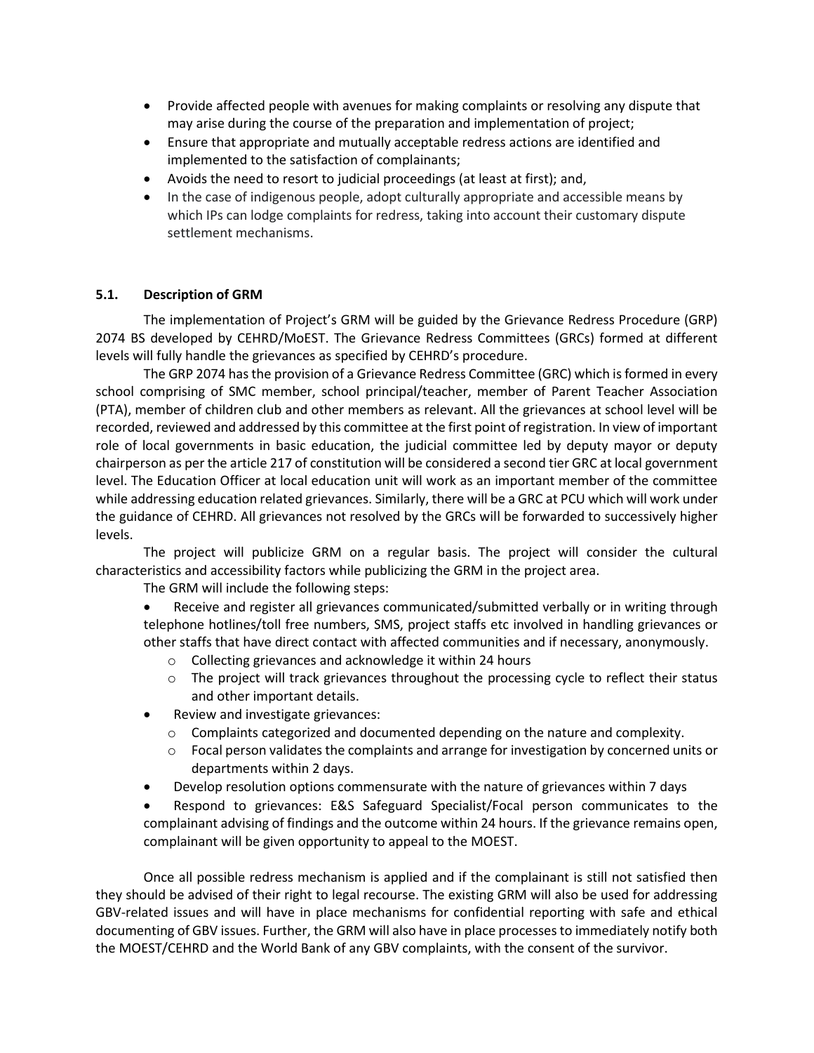- Provide affected people with avenues for making complaints or resolving any dispute that may arise during the course of the preparation and implementation of project;
- Ensure that appropriate and mutually acceptable redress actions are identified and implemented to the satisfaction of complainants;
- Avoids the need to resort to judicial proceedings (at least at first); and,
- In the case of indigenous people, adopt culturally appropriate and accessible means by which IPs can lodge complaints for redress, taking into account their customary dispute settlement mechanisms.

### 5.1. Description of GRM

The implementation of Project's GRM will be guided by the Grievance Redress Procedure (GRP) 2074 BS developed by CEHRD/MoEST. The Grievance Redress Committees (GRCs) formed at different levels will fully handle the grievances as specified by CEHRD's procedure.

The GRP 2074 has the provision of a Grievance Redress Committee (GRC) which is formed in every school comprising of SMC member, school principal/teacher, member of Parent Teacher Association (PTA), member of children club and other members as relevant. All the grievances at school level will be recorded, reviewed and addressed by this committee at the first point of registration. In view of important role of local governments in basic education, the judicial committee led by deputy mayor or deputy chairperson as per the article 217 of constitution will be considered a second tier GRC at local government level. The Education Officer at local education unit will work as an important member of the committee while addressing education related grievances. Similarly, there will be a GRC at PCU which will work under the guidance of CEHRD. All grievances not resolved by the GRCs will be forwarded to successively higher levels.

The project will publicize GRM on a regular basis. The project will consider the cultural characteristics and accessibility factors while publicizing the GRM in the project area.

The GRM will include the following steps:

- Receive and register all grievances communicated/submitted verbally or in writing through telephone hotlines/toll free numbers, SMS, project staffs etc involved in handling grievances or other staffs that have direct contact with affected communities and if necessary, anonymously.
    - Collecting grievances and acknowledge it within 24 hours
    - The project will track grievances throughout the processing cycle to reflect their status and other important details.
- Review and investigate grievances:
    - Complaints categorized and documented depending on the nature and complexity.
    - Focal person validates the complaints and arrange for investigation by concerned units or departments within 2 days.
- Develop resolution options commensurate with the nature of grievances within 7 days
- Respond to grievances: E&S Safeguard Specialist/Focal person communicates to the complainant advising of findings and the outcome within 24 hours. If the grievance remains open, complainant will be given opportunity to appeal to the MOEST.

Once all possible redress mechanism is applied and if the complainant is still not satisfied then they should be advised of their right to legal recourse. The existing GRM will also be used for addressing GBV-related issues and will have in place mechanisms for confidential reporting with safe and ethical documenting of GBV issues. Further, the GRM will also have in place processes to immediately notify both the MOEST/CEHRD and the World Bank of any GBV complaints, with the consent of the survivor.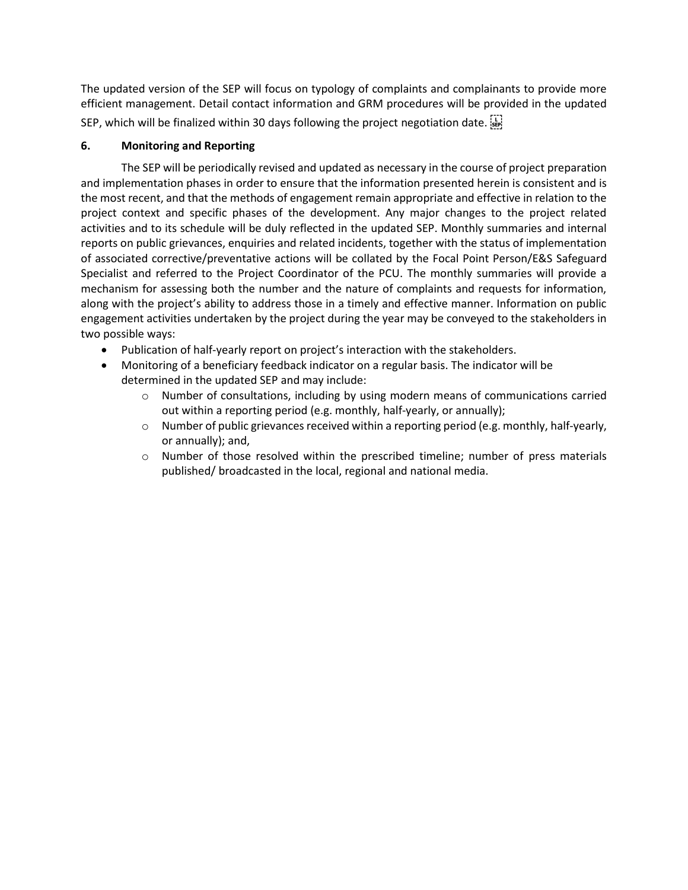The updated version of the SEP will focus on typology of complaints and complainants to provide more efficient management. Detail contact information and GRM procedures will be provided in the updated SEP, which will be finalized within 30 days following the project negotiation date.

## 6. Monitoring and Reporting

The SEP will be periodically revised and updated as necessary in the course of project preparation and implementation phases in order to ensure that the information presented herein is consistent and is the most recent, and that the methods of engagement remain appropriate and effective in relation to the project context and specific phases of the development. Any major changes to the project related activities and to its schedule will be duly reflected in the updated SEP. Monthly summaries and internal reports on public grievances, enquiries and related incidents, together with the status of implementation of associated corrective/preventative actions will be collated by the Focal Point Person/E&S Safeguard Specialist and referred to the Project Coordinator of the PCU. The monthly summaries will provide a mechanism for assessing both the number and the nature of complaints and requests for information, along with the project's ability to address those in a timely and effective manner. Information on public engagement activities undertaken by the project during the year may be conveyed to the stakeholders in two possible ways:

- Publication of half-yearly report on project's interaction with the stakeholders.
- Monitoring of a beneficiary feedback indicator on a regular basis. The indicator will be determined in the updated SEP and may include:
  - Number of consultations, including by using modern means of communications carried out within a reporting period (e.g. monthly, half-yearly, or annually);
  - Number of public grievances received within a reporting period (e.g. monthly, half-yearly, or annually); and,
  - Number of those resolved within the prescribed timeline; number of press materials published/ broadcasted in the local, regional and national media.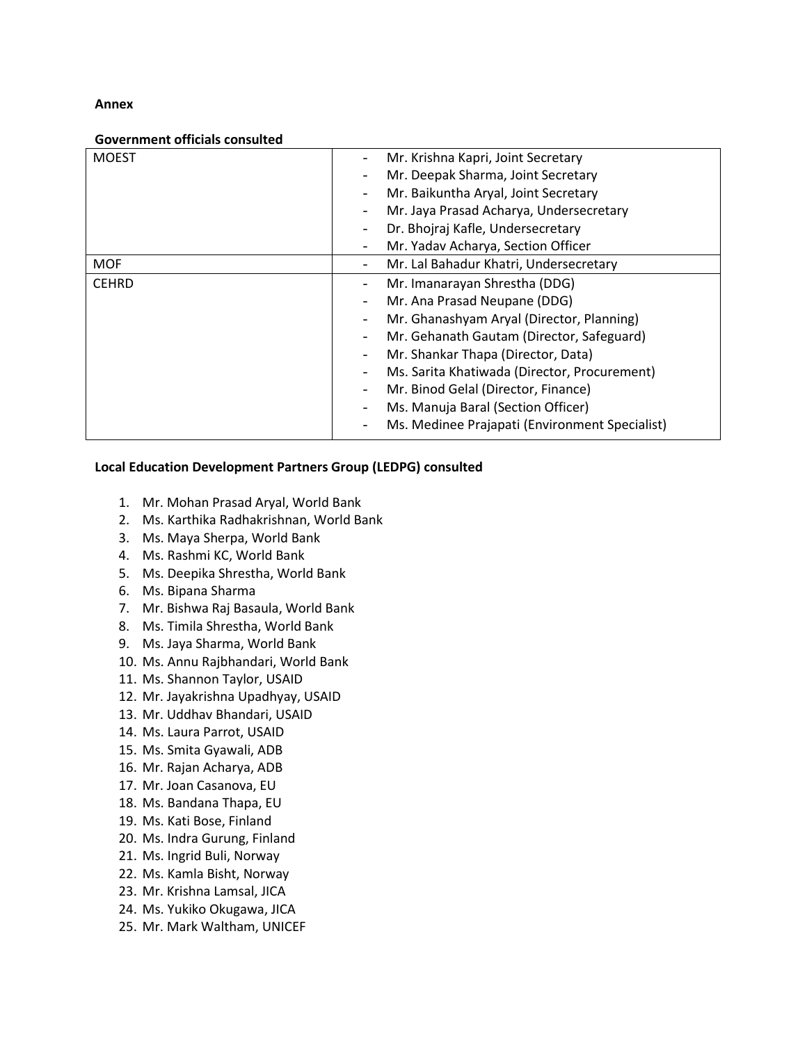**Annex**

**Government officials consulted**

| | |
|---|---|
| MOEST | - Mr. Krishna Kapri, Joint Secretary<br>- Mr. Deepak Sharma, Joint Secretary<br>- Mr. Baikuntha Aryal, Joint Secretary<br>- Mr. Jaya Prasad Acharya, Undersecretary<br>- Dr. Bhojraj Kafle, Undersecretary<br>- Mr. Yadav Acharya, Section Officer |
| MOF | - Mr. Lal Bahadur Khatri, Undersecretary |
| CEHRD | - Mr. Imanarayan Shrestha (DDG)<br>- Mr. Ana Prasad Neupane (DDG)<br>- Mr. Ghanashyam Aryal (Director, Planning)<br>- Mr. Gehanath Gautam (Director, Safeguard)<br>- Mr. Shankar Thapa (Director, Data)<br>- Ms. Sarita Khatiwada (Director, Procurement)<br>- Mr. Binod Gelal (Director, Finance)<br>- Ms. Manuja Baral (Section Officer)<br>- Ms. Medinee Prajapati (Environment Specialist) |

**Local Education Development Partners Group (LEDPG) consulted**

1. Mr. Mohan Prasad Aryal, World Bank
2. Ms. Karthika Radhakrishnan, World Bank
3. Ms. Maya Sherpa, World Bank
4. Ms. Rashmi KC, World Bank
5. Ms. Deepika Shrestha, World Bank
6. Ms. Bipana Sharma
7. Mr. Bishwa Raj Basaula, World Bank
8. Ms. Timila Shrestha, World Bank
9. Ms. Jaya Sharma, World Bank
10. Ms. Annu Rajbhandari, World Bank
11. Ms. Shannon Taylor, USAID
12. Mr. Jayakrishna Upadhyay, USAID
13. Mr. Uddhav Bhandari, USAID
14. Ms. Laura Parrot, USAID
15. Ms. Smita Gyawali, ADB
16. Mr. Rajan Acharya, ADB
17. Mr. Joan Casanova, EU
18. Ms. Bandana Thapa, EU
19. Ms. Kati Bose, Finland
20. Ms. Indra Gurung, Finland
21. Ms. Ingrid Buli, Norway
22. Ms. Kamla Bisht, Norway
23. Mr. Krishna Lamsal, JICA
24. Ms. Yukiko Okugawa, JICA
25. Mr. Mark Waltham, UNICEF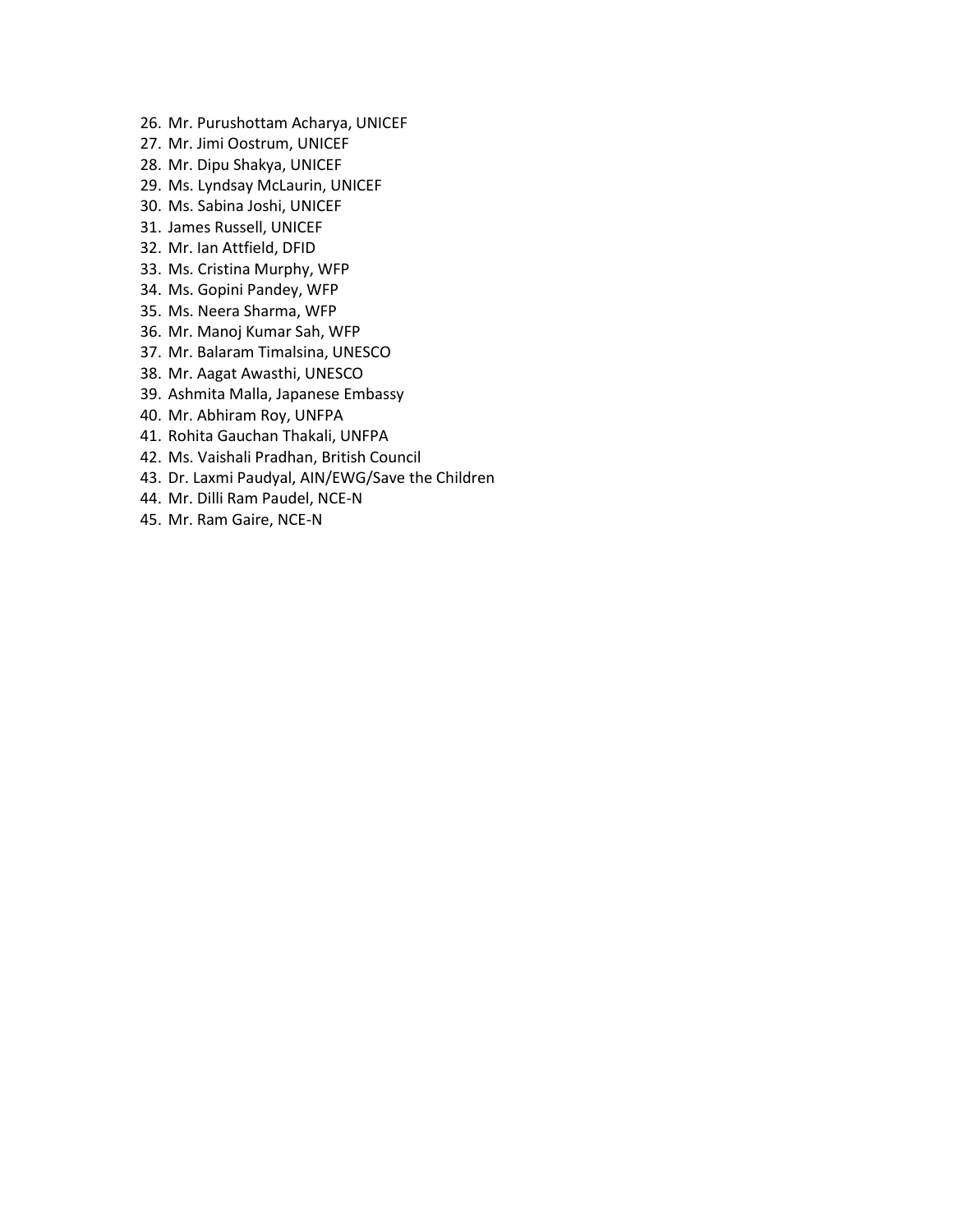26. Mr. Purushottam Acharya, UNICEF
27. Mr. Jimi Oostrum, UNICEF
28. Mr. Dipu Shakya, UNICEF
29. Ms. Lyndsay McLaurin, UNICEF
30. Ms. Sabina Joshi, UNICEF
31. James Russell, UNICEF
32. Mr. Ian Attfield, DFID
33. Ms. Cristina Murphy, WFP
34. Ms. Gopini Pandey, WFP
35. Ms. Neera Sharma, WFP
36. Mr. Manoj Kumar Sah, WFP
37. Mr. Balaram Timalsina, UNESCO
38. Mr. Aagat Awasthi, UNESCO
39. Ashmita Malla, Japanese Embassy
40. Mr. Abhiram Roy, UNFPA
41. Rohita Gauchan Thakali, UNFPA
42. Ms. Vaishali Pradhan, British Council
43. Dr. Laxmi Paudyal, AIN/EWG/Save the Children
44. Mr. Dilli Ram Paudel, NCE-N
45. Mr. Ram Gaire, NCE-N